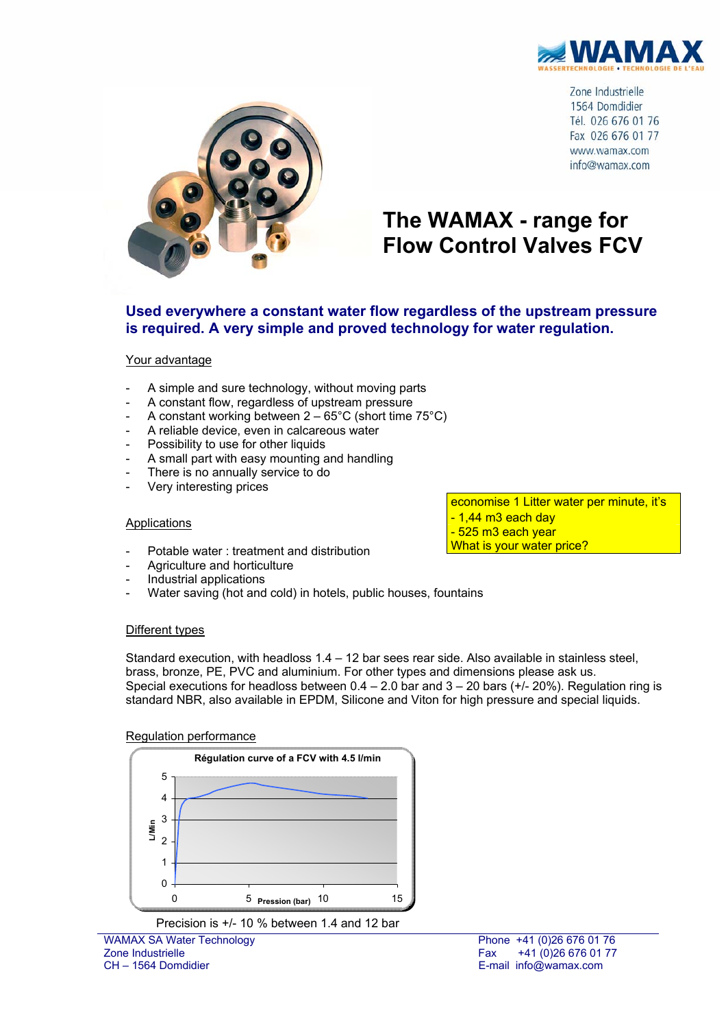WAMAX

WASSERTECHNOLOGIE • TECHNOLOGIE DE L'EAU

Zone Industrielle
1564 Domdidier
Tél. 026 676 01 76
Fax 026 676 01 77
www.wamax.com
info@wamax.com

# The WAMAX - range for Flow Control Valves FCV

## Used everywhere a constant water flow regardless of the upstream pressure is required. A very simple and proved technology for water regulation.

### Your advantage

- A simple and sure technology, without moving parts
- A constant flow, regardless of upstream pressure
- A constant working between 2 – 65°C (short time 75°C)
- A reliable device, even in calcareous water
- Possibility to use for other liquids
- A small part with easy mounting and handling
- There is no annually service to do
- Very interesting prices

economise 1 Litter water per minute, it's
- 1,44 m3 each day
- 525 m3 each year
What is your water price?

### Applications

- Potable water : treatment and distribution
- Agriculture and horticulture
- Industrial applications
- Water saving (hot and cold) in hotels, public houses, fountains

### Different types

Standard execution, with headloss 1.4 – 12 bar sees rear side. Also available in stainless steel, brass, bronze, PE, PVC and aluminium. For other types and dimensions please ask us.
Special executions for headloss between 0.4 – 2.0 bar and 3 – 20 bars (+/- 20%). Regulation ring is standard NBR, also available in EPDM, Silicone and Viton for high pressure and special liquids.

### Regulation performance

Régulation curve of a FCV with 4.5 l/min

Precision is +/- 10 % between 1.4 and 12 bar

WAMAX SA Water Technology
Zone Industrielle
CH – 1564 Domdidier

Phone +41 (0)26 676 01 76
Fax +41 (0)26 676 01 77
E-mail info@wamax.com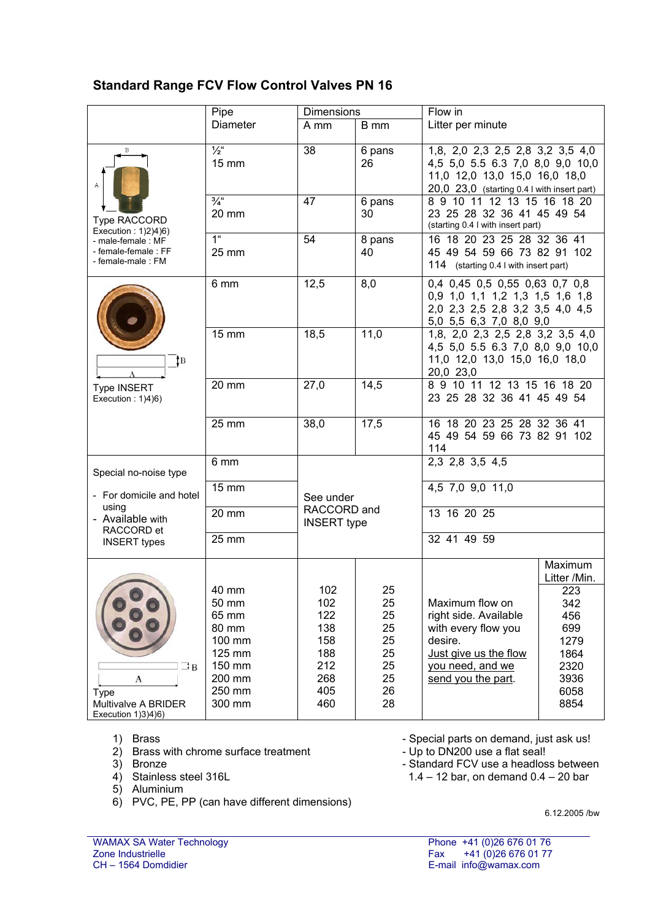## Standard Range FCV Flow Control Valves PN 16

| | Pipe Diameter | Dimensions A mm | B mm | Flow in Litter per minute | |
|---|---|---|---|---|---|
| Type RACCORD<br>Execution : 1)2)4)6)<br>- male-female : MF<br>- female-female : FF<br>- female-male : FM | ½"<br>15 mm | 38 | 6 pans<br>26 | 1,8, 2,0 2,3 2,5 2,8 3,2 3,5 4,0 4,5 5,0 5.5 6.3 7,0 8,0 9,0 10,0 11,0 12,0 13,0 15,0 16,0 18,0 20,0 23,0 (starting 0.4 l with insert part) | |
| | ¾"<br>20 mm | 47 | 6 pans<br>30 | 8 9 10 11 12 13 15 16 18 20 23 25 28 32 36 41 45 49 54 (starting 0.4 l with insert part) | |
| | 1"<br>25 mm | 54 | 8 pans<br>40 | 16 18 20 23 25 28 32 36 41 45 49 54 59 66 73 82 91 102 114 (starting 0.4 l with insert part) | |
| Type INSERT<br>Execution : 1)4)6) | 6 mm | 12,5 | 8,0 | 0,4 0,45 0,5 0,55 0,63 0,7 0,8 0,9 1,0 1,1 1,2 1,3 1,5 1,6 1,8 2,0 2,3 2,5 2,8 3,2 3,5 4,0 4,5 5,0 5,5 6,3 7,0 8,0 9,0 | |
| | 15 mm | 18,5 | 11,0 | 1,8, 2,0 2,3 2,5 2,8 3,2 3,5 4,0 4,5 5,0 5.5 6.3 7,0 8,0 9,0 10,0 11,0 12,0 13,0 15,0 16,0 18,0 20,0 23,0 | |
| | 20 mm | 27,0 | 14,5 | 8 9 10 11 12 13 15 16 18 20 23 25 28 32 36 41 45 49 54 | |
| | 25 mm | 38,0 | 17,5 | 16 18 20 23 25 28 32 36 41 45 49 54 59 66 73 82 91 102 114 | |
| Special no-noise type<br>- For domicile and hotel using<br>- Available with RACCORD et INSERT types | 6 mm | See under RACCORD and INSERT type | | 2,3 2,8 3,5 4,5 | |
| | 15 mm | | | 4,5 7,0 9,0 11,0 | |
| | 20 mm | | | 13 16 20 25 | |
| | 25 mm | | | 32 41 49 59 | |
| Type<br>Multivalve A BRIDER<br>Execution 1)3)4)6) | 40 mm<br>50 mm<br>65 mm<br>80 mm<br>100 mm<br>125 mm<br>150 mm<br>200 mm<br>250 mm<br>300 mm | 102<br>102<br>122<br>138<br>158<br>188<br>212<br>268<br>405<br>460 | 25<br>25<br>25<br>25<br>25<br>25<br>25<br>25<br>26<br>28 | Maximum flow on right side. Available with every flow you desire.<br>Just give us the flow you need, and we send you the part. | Maximum Litter /Min.<br>223<br>342<br>456<br>699<br>1279<br>1864<br>2320<br>3936<br>6058<br>8854 |

1) Brass
2) Brass with chrome surface treatment
3) Bronze
4) Stainless steel 316L
5) Aluminium
6) PVC, PE, PP (can have different dimensions)

- Special parts on demand, just ask us!
- Up to DN200 use a flat seal!
- Standard FCV use a headloss between 1.4 – 12 bar, on demand 0.4 – 20 bar

6.12.2005 /bw

WAMAX SA Water Technology
Zone Industrielle
CH – 1564 Domdidier

Phone +41 (0)26 676 01 76
Fax +41 (0)26 676 01 77
E-mail info@wamax.com